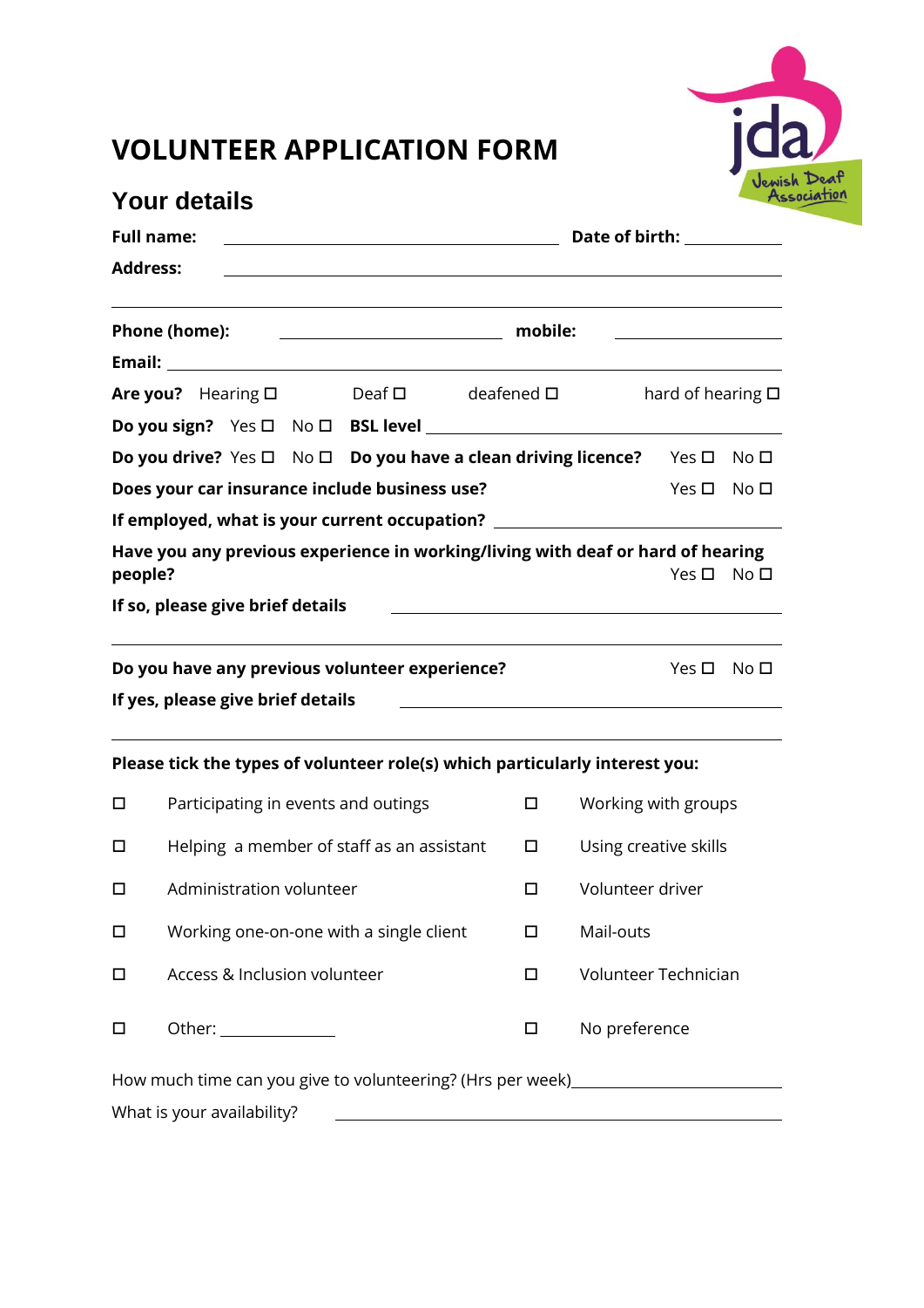# VOLUNTEER APPLICATION FORM

## Your details

**Full name:** ______________________ **Date of birth:** ____________

**Address:** ______________________________________________

______________________________________________

**Phone (home):** ______________ **mobile:** ______________

**Email:** ______________________________________________

**Are you?** Hearing ☐ Deaf ☐ deafened ☐ hard of hearing ☐

**Do you sign?** Yes ☐ No ☐ **BSL level** ______________________

**Do you drive?** Yes ☐ No ☐ **Do you have a clean driving licence?** Yes ☐ No ☐

**Does your car insurance include business use?** Yes ☐ No ☐

**If employed, what is your current occupation?** ______________________

**Have you any previous experience in working/living with deaf or hard of hearing people?** Yes ☐ No ☐

**If so, please give brief details** ______________________

______________________________________________

**Do you have any previous volunteer experience?** Yes ☐ No ☐

**If yes, please give brief details** ______________________

______________________________________________

**Please tick the types of volunteer role(s) which particularly interest you:**

- ☐ Participating in events and outings
- ☐ Working with groups
- ☐ Helping a member of staff as an assistant
- ☐ Using creative skills
- ☐ Administration volunteer
- ☐ Volunteer driver
- ☐ Working one-on-one with a single client
- ☐ Mail-outs
- ☐ Access & Inclusion volunteer
- ☐ Volunteer Technician
- ☐ Other: ____________
- ☐ No preference

How much time can you give to volunteering? (Hrs per week)______________________

What is your availability? ______________________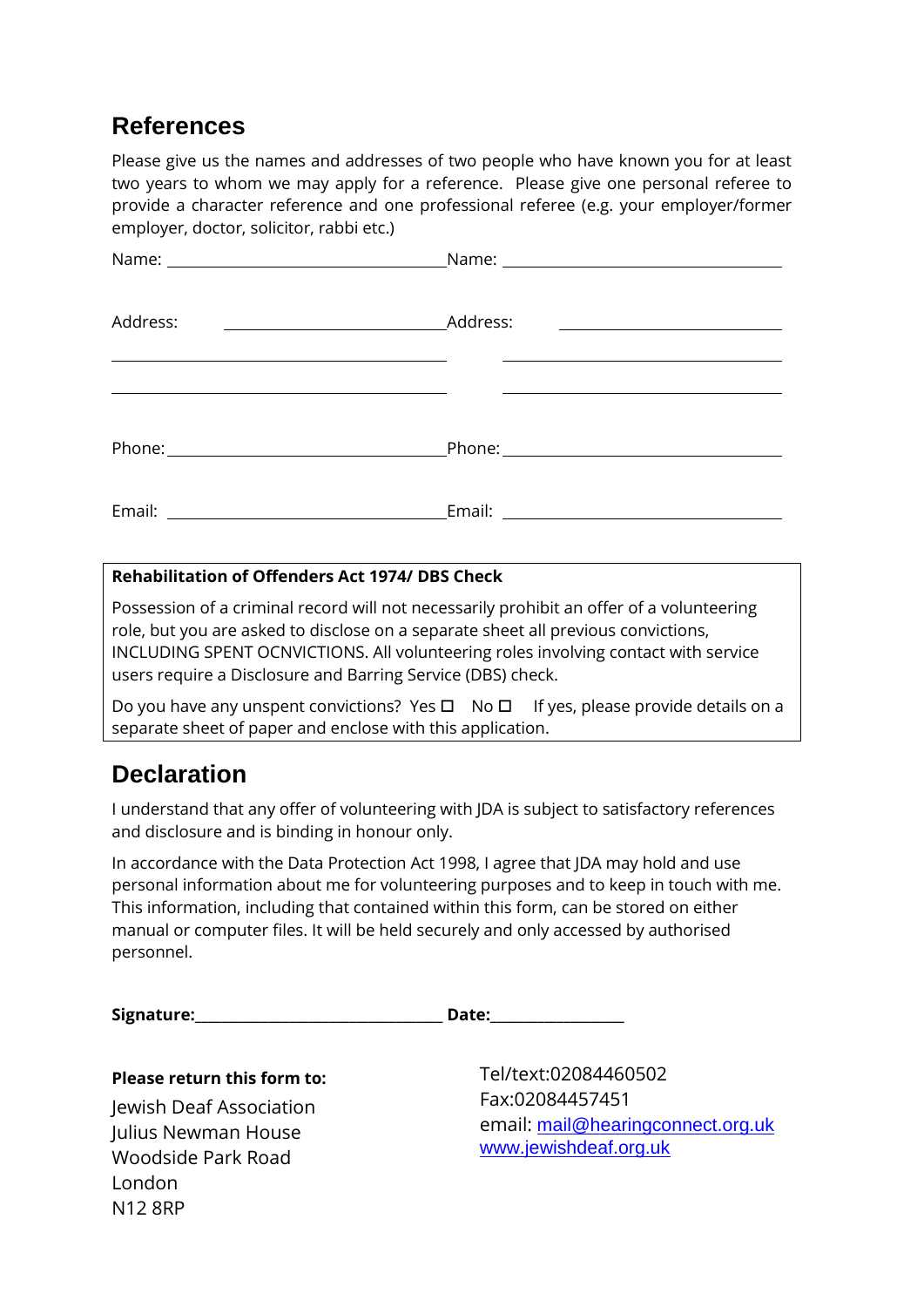## References

Please give us the names and addresses of two people who have known you for at least two years to whom we may apply for a reference. Please give one personal referee to provide a character reference and one professional referee (e.g. your employer/former employer, doctor, solicitor, rabbi etc.)

| | |
|---|---|
| Name: ______________________ | Name: ______________________ |
| Address: ______________________ | Address: ______________________ |
| ______________________ | ______________________ |
| ______________________ | ______________________ |
| Phone: ______________________ | Phone: ______________________ |
| Email: ______________________ | Email: ______________________ |

**Rehabilitation of Offenders Act 1974/ DBS Check**

Possession of a criminal record will not necessarily prohibit an offer of a volunteering role, but you are asked to disclose on a separate sheet all previous convictions, INCLUDING SPENT OCNVICTIONS. All volunteering roles involving contact with service users require a Disclosure and Barring Service (DBS) check.

Do you have any unspent convictions? Yes ☐ No ☐ If yes, please provide details on a separate sheet of paper and enclose with this application.

## Declaration

I understand that any offer of volunteering with JDA is subject to satisfactory references and disclosure and is binding in honour only.

In accordance with the Data Protection Act 1998, I agree that JDA may hold and use personal information about me for volunteering purposes and to keep in touch with me. This information, including that contained within this form, can be stored on either manual or computer files. It will be held securely and only accessed by authorised personnel.

**Signature:**______________________ **Date:**______________

**Please return this form to:**

Jewish Deaf Association
Julius Newman House
Woodside Park Road
London
N12 8RP

Tel/text:02084460502
Fax:02084457451
email: mail@hearingconnect.org.uk
www.jewishdeaf.org.uk